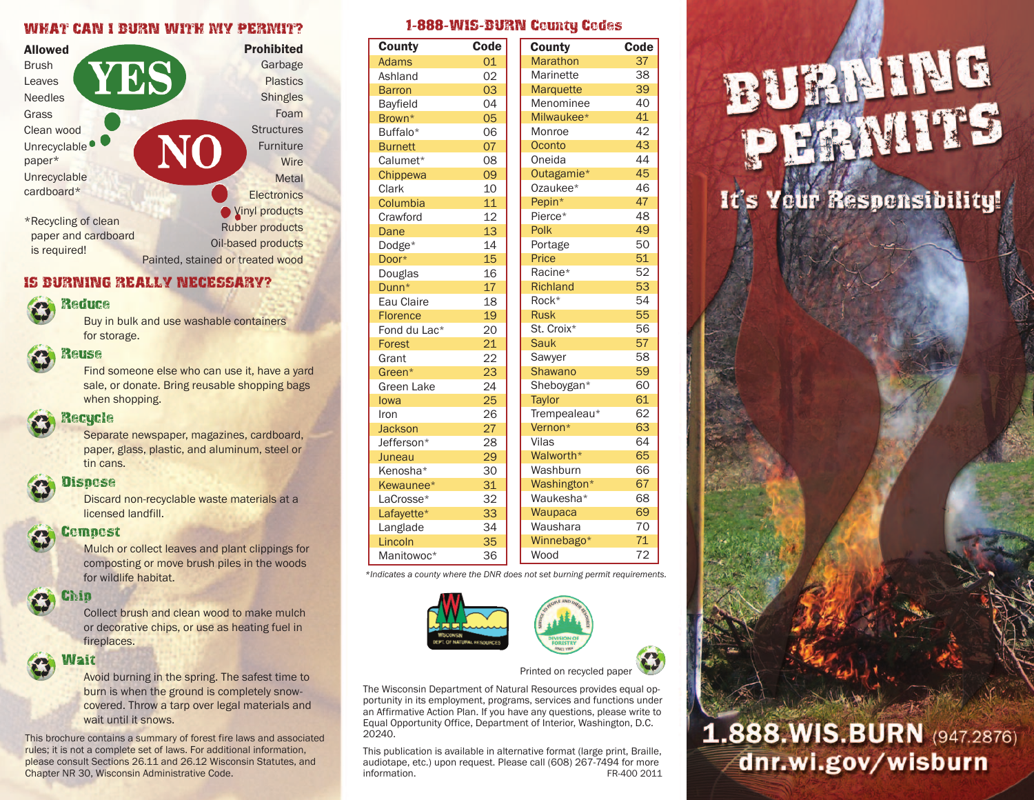## WHAT CAN I BURN WITH MY PERMIT?

| Allowed (YES) | Prohibited (NO) |
|---|---|
| Brush | Garbage |
| Leaves | Plastics |
| Needles | Shingles |
| Grass | Foam |
| Clean wood | Structures |
| Unrecyclable paper* | Furniture |
| Unrecyclable cardboard* | Wire |
| | Metal |
| | Electronics |
| | Vinyl products |
| | Rubber products |
| | Oil-based products |
| | Painted, stained or treated wood |

*Recycling of clean paper and cardboard is required!

## IS BURNING REALLY NECESSARY?

### Reduce
Buy in bulk and use washable containers for storage.

### Reuse
Find someone else who can use it, have a yard sale, or donate. Bring reusable shopping bags when shopping.

### Recycle
Separate newspaper, magazines, cardboard, paper, glass, plastic, and aluminum, steel or tin cans.

### Dispose
Discard non-recyclable waste materials at a licensed landfill.

### Compost
Mulch or collect leaves and plant clippings for composting or move brush piles in the woods for wildlife habitat.

### Chip
Collect brush and clean wood to make mulch or decorative chips, or use as heating fuel in fireplaces.

### Wait
Avoid burning in the spring. The safest time to burn is when the ground is completely snow-covered. Throw a tarp over legal materials and wait until it snows.

This brochure contains a summary of forest fire laws and associated rules; it is not a complete set of laws. For additional information, please consult Sections 26.11 and 26.12 Wisconsin Statutes, and Chapter NR 30, Wisconsin Administrative Code.

## 1-888-WIS-BURN County Codes

| County | Code | County | Code |
|---|---|---|---|
| Adams | 01 | Marathon | 37 |
| Ashland | 02 | Marinette | 38 |
| Barron | 03 | Marquette | 39 |
| Bayfield | 04 | Menominee | 40 |
| Brown* | 05 | Milwaukee* | 41 |
| Buffalo* | 06 | Monroe | 42 |
| Burnett | 07 | Oconto | 43 |
| Calumet* | 08 | Oneida | 44 |
| Chippewa | 09 | Outagamie* | 45 |
| Clark | 10 | Ozaukee* | 46 |
| Columbia | 11 | Pepin* | 47 |
| Crawford | 12 | Pierce* | 48 |
| Dane | 13 | Polk | 49 |
| Dodge* | 14 | Portage | 50 |
| Door* | 15 | Price | 51 |
| Douglas | 16 | Racine* | 52 |
| Dunn* | 17 | Richland | 53 |
| Eau Claire | 18 | Rock* | 54 |
| Florence | 19 | Rusk | 55 |
| Fond du Lac* | 20 | St. Croix* | 56 |
| Forest | 21 | Sauk | 57 |
| Grant | 22 | Sawyer | 58 |
| Green* | 23 | Shawano | 59 |
| Green Lake | 24 | Sheboygan* | 60 |
| Iowa | 25 | Taylor | 61 |
| Iron | 26 | Trempealeau* | 62 |
| Jackson | 27 | Vernon* | 63 |
| Jefferson* | 28 | Vilas | 64 |
| Juneau | 29 | Walworth* | 65 |
| Kenosha* | 30 | Washburn | 66 |
| Kewaunee* | 31 | Washington* | 67 |
| LaCrosse* | 32 | Waukesha* | 68 |
| Lafayette* | 33 | Waupaca | 69 |
| Langlade | 34 | Waushara | 70 |
| Lincoln | 35 | Winnebago* | 71 |
| Manitowoc* | 36 | Wood | 72 |

*\*Indicates a county where the DNR does not set burning permit requirements.*

Printed on recycled paper

The Wisconsin Department of Natural Resources provides equal opportunity in its employment, programs, services and functions under an Affirmative Action Plan. If you have any questions, please write to Equal Opportunity Office, Department of Interior, Washington, D.C. 20240.

This publication is available in alternative format (large print, Braille, audiotape, etc.) upon request. Please call (608) 267-7494 for more information.

FR-400 2011

# BURNING PERMITS

## It's Your Responsibility!

**1.888.WIS.BURN** (947.2876)

**dnr.wi.gov/wisburn**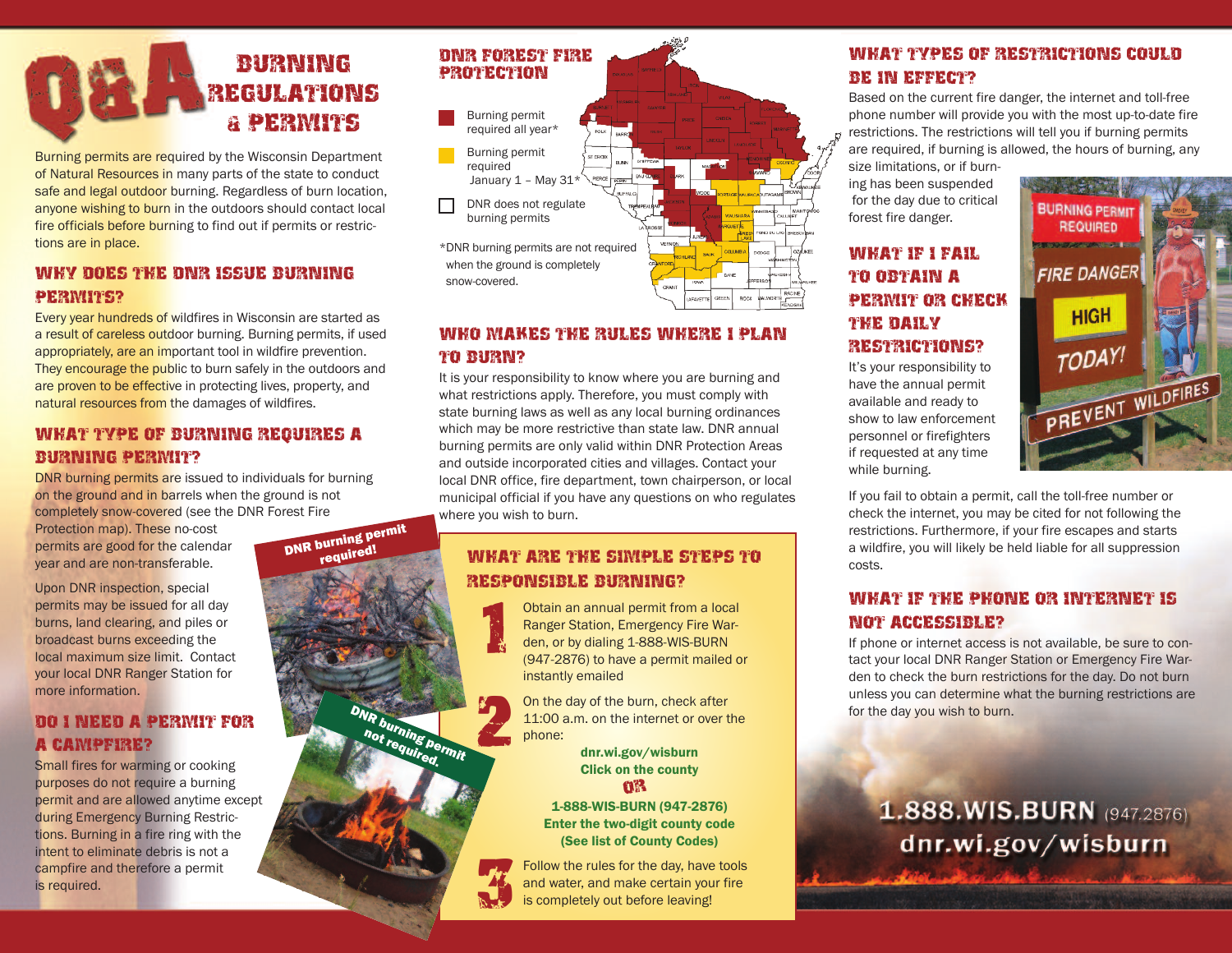# Q&A BURNING REGULATIONS & PERMITS

Burning permits are required by the Wisconsin Department of Natural Resources in many parts of the state to conduct safe and legal outdoor burning. Regardless of burn location, anyone wishing to burn in the outdoors should contact local fire officials before burning to find out if permits or restrictions are in place.

## WHY DOES THE DNR ISSUE BURNING PERMITS?

Every year hundreds of wildfires in Wisconsin are started as a result of careless outdoor burning. Burning permits, if used appropriately, are an important tool in wildfire prevention. They encourage the public to burn safely in the outdoors and are proven to be effective in protecting lives, property, and natural resources from the damages of wildfires.

## WHAT TYPE OF BURNING REQUIRES A BURNING PERMIT?

DNR burning permits are issued to individuals for burning on the ground and in barrels when the ground is not completely snow-covered (see the DNR Forest Fire Protection map). These no-cost permits are good for the calendar year and are non-transferable.

Upon DNR inspection, special permits may be issued for all day burns, land clearing, and piles or broadcast burns exceeding the local maximum size limit. Contact your local DNR Ranger Station for more information.

DNR burning permit required!

## DO I NEED A PERMIT FOR A CAMPFIRE?

Small fires for warming or cooking purposes do not require a burning permit and are allowed anytime except during Emergency Burning Restrictions. Burning in a fire ring with the intent to eliminate debris is not a campfire and therefore a permit is required.

DNR burning permit not required.

## DNR FOREST FIRE PROTECTION

- Burning permit required all year*
- Burning permit required January 1 – May 31*
- DNR does not regulate burning permits

*DNR burning permits are not required when the ground is completely snow-covered.

## WHO MAKES THE RULES WHERE I PLAN TO BURN?

It is your responsibility to know where you are burning and what restrictions apply. Therefore, you must comply with state burning laws as well as any local burning ordinances which may be more restrictive than state law. DNR annual burning permits are only valid within DNR Protection Areas and outside incorporated cities and villages. Contact your local DNR office, fire department, town chairperson, or local municipal official if you have any questions on who regulates where you wish to burn.

## WHAT ARE THE SIMPLE STEPS TO RESPONSIBLE BURNING?

1. Obtain an annual permit from a local Ranger Station, Emergency Fire Warden, or by dialing 1-888-WIS-BURN (947-2876) to have a permit mailed or instantly emailed
2. On the day of the burn, check after 11:00 a.m. on the internet or over the phone:

   **dnr.wi.gov/wisburn**
   **Click on the county**
   **OR**
   **1-888-WIS-BURN (947-2876)**
   **Enter the two-digit county code**
   **(See list of County Codes)**
3. Follow the rules for the day, have tools and water, and make certain your fire is completely out before leaving!

## WHAT TYPES OF RESTRICTIONS COULD BE IN EFFECT?

Based on the current fire danger, the internet and toll-free phone number will provide you with the most up-to-date fire restrictions. The restrictions will tell you if burning permits are required, if burning is allowed, the hours of burning, any size limitations, or if burning has been suspended for the day due to critical forest fire danger.

## WHAT IF I FAIL TO OBTAIN A PERMIT OR CHECK THE DAILY RESTRICTIONS?

It's your responsibility to have the annual permit available and ready to show to law enforcement personnel or firefighters if requested at any time while burning.

If you fail to obtain a permit, call the toll-free number or check the internet, you may be cited for not following the restrictions. Furthermore, if your fire escapes and starts a wildfire, you will likely be held liable for all suppression costs.

## WHAT IF THE PHONE OR INTERNET IS NOT ACCESSIBLE?

If phone or internet access is not available, be sure to contact your local DNR Ranger Station or Emergency Fire Warden to check the burn restrictions for the day. Do not burn unless you can determine what the burning restrictions are for the day you wish to burn.

**1.888.WIS.BURN** (947.2876)
**dnr.wi.gov/wisburn**